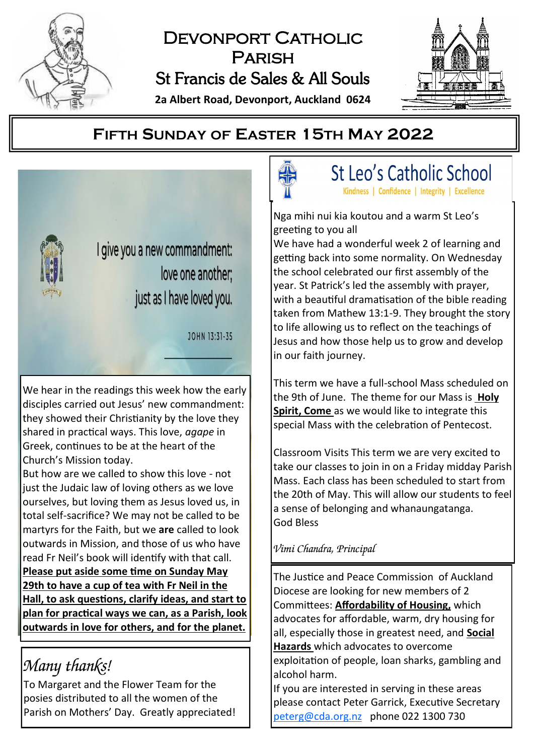# Devonport Catholic Parish

## St Francis de Sales & All Souls

**2a Albert Road, Devonport, Auckland 0624**

## Fifth Sunday of Easter 15th May 2022

I give you a new commandment:
love one another;
just as I have loved you.

JOHN 13:31-35

We hear in the readings this week how the early disciples carried out Jesus' new commandment: they showed their Christianity by the love they shared in practical ways. This love, *agape* in Greek, continues to be at the heart of the Church's Mission today.

But how are we called to show this love - not just the Judaic law of loving others as we love ourselves, but loving them as Jesus loved us, in total self-sacrifice? We may not be called to be martyrs for the Faith, but we **are** called to look outwards in Mission, and those of us who have read Fr Neil's book will identify with that call. **Please put aside some time on Sunday May 29th to have a cup of tea with Fr Neil in the Hall, to ask questions, clarify ideas, and start to plan for practical ways we can, as a Parish, look outwards in love for others, and for the planet.**

### *Many thanks!*

To Margaret and the Flower Team for the posies distributed to all the women of the Parish on Mothers' Day. Greatly appreciated!

## St Leo's Catholic School

Kindness | Confidence | Integrity | Excellence

Nga mihi nui kia koutou and a warm St Leo's greeting to you all

We have had a wonderful week 2 of learning and getting back into some normality. On Wednesday the school celebrated our first assembly of the year. St Patrick's led the assembly with prayer, with a beautiful dramatisation of the bible reading taken from Mathew 13:1-9. They brought the story to life allowing us to reflect on the teachings of Jesus and how those help us to grow and develop in our faith journey.

This term we have a full-school Mass scheduled on the 9th of June. The theme for our Mass is **Holy Spirit, Come** as we would like to integrate this special Mass with the celebration of Pentecost.

Classroom Visits This term we are very excited to take our classes to join in on a Friday midday Parish Mass. Each class has been scheduled to start from the 20th of May. This will allow our students to feel a sense of belonging and whanaungatanga.

God Bless

*Vimi Chandra, Principal*

The Justice and Peace Commission of Auckland Diocese are looking for new members of 2 Committees: **Affordability of Housing,** which advocates for affordable, warm, dry housing for all, especially those in greatest need, and **Social Hazards** which advocates to overcome exploitation of people, loan sharks, gambling and alcohol harm.

If you are interested in serving in these areas please contact Peter Garrick, Executive Secretary peterg@cda.org.nz phone 022 1300 730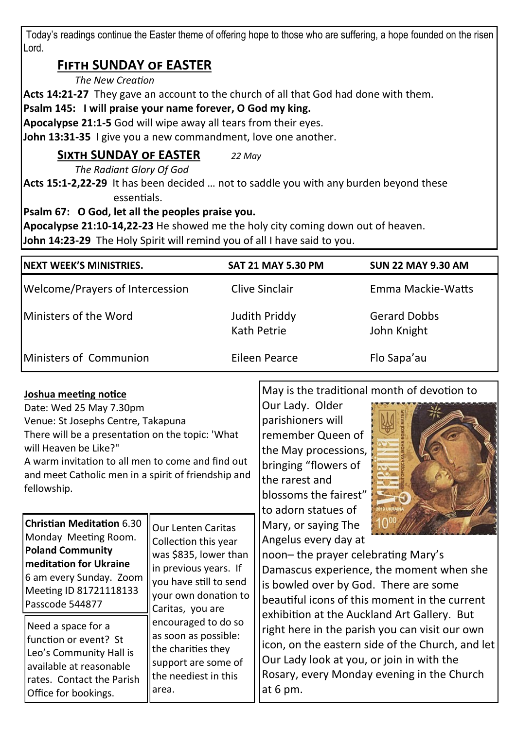Today's readings continue the Easter theme of offering hope to those who are suffering, a hope founded on the risen Lord.

## FIFTH SUNDAY OF EASTER

*The New Creation*

**Acts 14:21-27** They gave an account to the church of all that God had done with them.

**Psalm 145: I will praise your name forever, O God my king.**

**Apocalypse 21:1-5** God will wipe away all tears from their eyes.

**John 13:31-35** I give you a new commandment, love one another.

## SIXTH SUNDAY OF EASTER *22 May*

*The Radiant Glory Of God*

**Acts 15:1-2,22-29** It has been decided … not to saddle you with any burden beyond these essentials.

**Psalm 67: O God, let all the peoples praise you.**

**Apocalypse 21:10-14,22-23** He showed me the holy city coming down out of heaven.

**John 14:23-29** The Holy Spirit will remind you of all I have said to you.

| NEXT WEEK'S MINISTRIES. | SAT 21 MAY 5.30 PM | SUN 22 MAY 9.30 AM |
|---|---|---|
| Welcome/Prayers of Intercession | Clive Sinclair | Emma Mackie-Watts |
| Ministers of the Word | Judith Priddy<br>Kath Petrie | Gerard Dobbs<br>John Knight |
| Ministers of Communion | Eileen Pearce | Flo Sapa'au |

**Joshua meeting notice**

Date: Wed 25 May 7.30pm

Venue: St Josephs Centre, Takapuna

There will be a presentation on the topic: 'What will Heaven be Like?"

A warm invitation to all men to come and find out and meet Catholic men in a spirit of friendship and fellowship.

**Christian Meditation** 6.30 Monday Meeting Room.

**Poland Community meditation for Ukraine** 6 am every Sunday. Zoom Meeting ID 81721118133 Passcode 544877

Need a space for a function or event? St Leo's Community Hall is available at reasonable rates. Contact the Parish Office for bookings.

Our Lenten Caritas Collection this year was $835, lower than in previous years. If you have still to send your own donation to Caritas, you are encouraged to do so as soon as possible: the charities they support are some of the neediest in this area.

May is the traditional month of devotion to Our Lady. Older parishioners will remember Queen of the May processions, bringing "flowers of the rarest and blossoms the fairest" to adorn statues of Mary, or saying The Angelus every day at noon– the prayer celebrating Mary's Damascus experience, the moment when she is bowled over by God. There are some beautiful icons of this moment in the current exhibition at the Auckland Art Gallery. But right here in the parish you can visit our own icon, on the eastern side of the Church, and let Our Lady look at you, or join in with the Rosary, every Monday evening in the Church at 6 pm.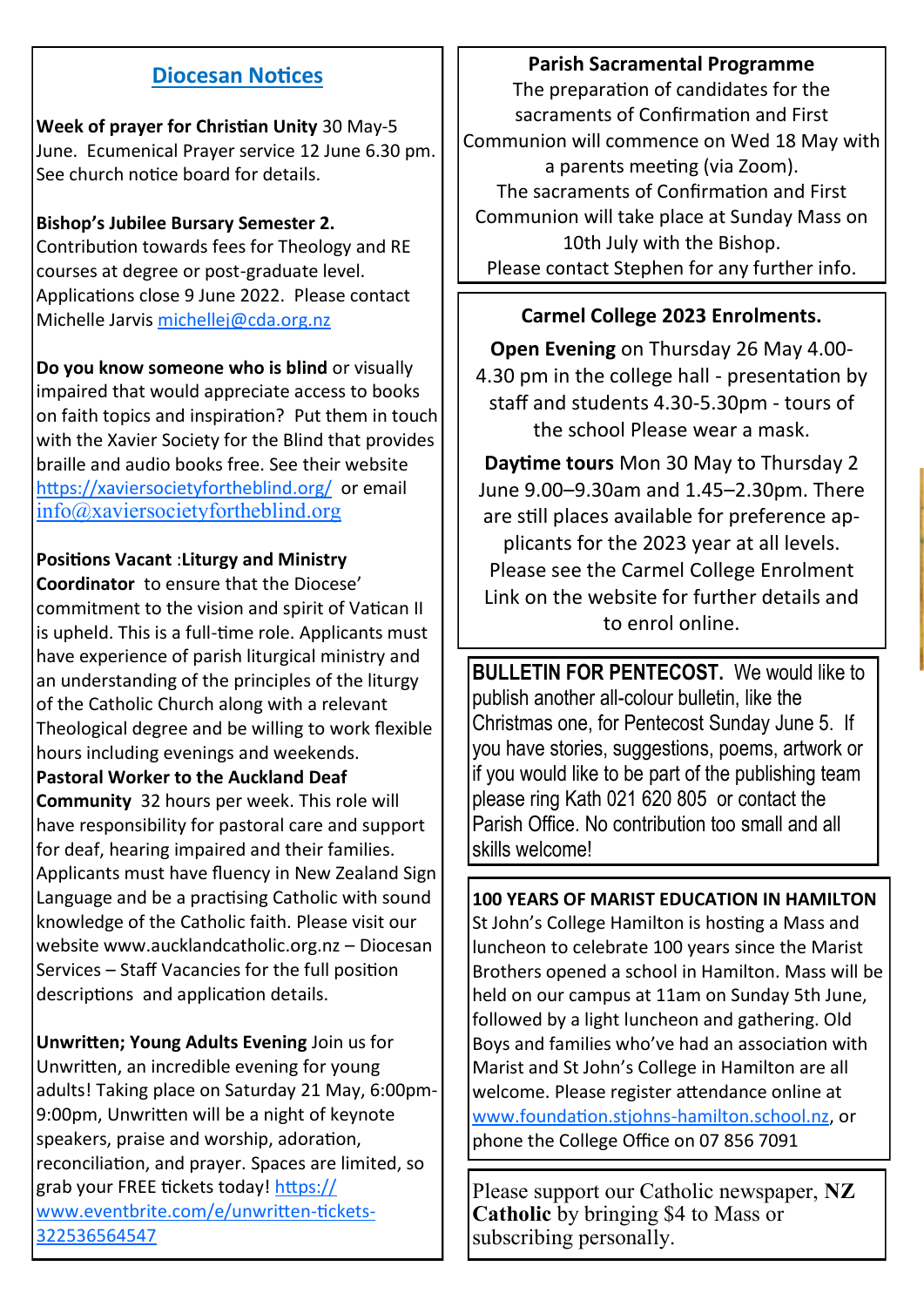## Diocesan Notices

**Week of prayer for Christian Unity** 30 May-5 June. Ecumenical Prayer service 12 June 6.30 pm. See church notice board for details.

**Bishop's Jubilee Bursary Semester 2.** Contribution towards fees for Theology and RE courses at degree or post-graduate level. Applications close 9 June 2022. Please contact Michelle Jarvis michellej@cda.org.nz

**Do you know someone who is blind** or visually impaired that would appreciate access to books on faith topics and inspiration? Put them in touch with the Xavier Society for the Blind that provides braille and audio books free. See their website https://xaviersocietyfortheblind.org/ or email info@xaviersocietyfortheblind.org

**Positions Vacant** :**Liturgy and Ministry Coordinator** to ensure that the Diocese' commitment to the vision and spirit of Vatican II is upheld. This is a full-time role. Applicants must have experience of parish liturgical ministry and an understanding of the principles of the liturgy of the Catholic Church along with a relevant Theological degree and be willing to work flexible hours including evenings and weekends.
**Pastoral Worker to the Auckland Deaf Community** 32 hours per week. This role will have responsibility for pastoral care and support for deaf, hearing impaired and their families. Applicants must have fluency in New Zealand Sign Language and be a practising Catholic with sound knowledge of the Catholic faith. Please visit our website www.aucklandcatholic.org.nz – Diocesan Services – Staff Vacancies for the full position descriptions and application details.

**Unwritten; Young Adults Evening** Join us for Unwritten, an incredible evening for young adults! Taking place on Saturday 21 May, 6:00pm-9:00pm, Unwritten will be a night of keynote speakers, praise and worship, adoration, reconciliation, and prayer. Spaces are limited, so grab your FREE tickets today! https://www.eventbrite.com/e/unwritten-tickets-322536564547

**Parish Sacramental Programme**

The preparation of candidates for the sacraments of Confirmation and First Communion will commence on Wed 18 May with a parents meeting (via Zoom).
The sacraments of Confirmation and First Communion will take place at Sunday Mass on 10th July with the Bishop.
Please contact Stephen for any further info.

**Carmel College 2023 Enrolments.**

**Open Evening** on Thursday 26 May 4.00-4.30 pm in the college hall - presentation by staff and students 4.30-5.30pm - tours of the school Please wear a mask.

**Daytime tours** Mon 30 May to Thursday 2 June 9.00–9.30am and 1.45–2.30pm. There are still places available for preference applicants for the 2023 year at all levels. Please see the Carmel College Enrolment Link on the website for further details and to enrol online.

**BULLETIN FOR PENTECOST.** We would like to publish another all-colour bulletin, like the Christmas one, for Pentecost Sunday June 5. If you have stories, suggestions, poems, artwork or if you would like to be part of the publishing team please ring Kath 021 620 805 or contact the Parish Office. No contribution too small and all skills welcome!

**100 YEARS OF MARIST EDUCATION IN HAMILTON**
St John's College Hamilton is hosting a Mass and luncheon to celebrate 100 years since the Marist Brothers opened a school in Hamilton. Mass will be held on our campus at 11am on Sunday 5th June, followed by a light luncheon and gathering. Old Boys and families who've had an association with Marist and St John's College in Hamilton are all welcome. Please register attendance online at www.foundation.stjohns-hamilton.school.nz, or phone the College Office on 07 856 7091

Please support our Catholic newspaper, **NZ Catholic** by bringing $4 to Mass or subscribing personally.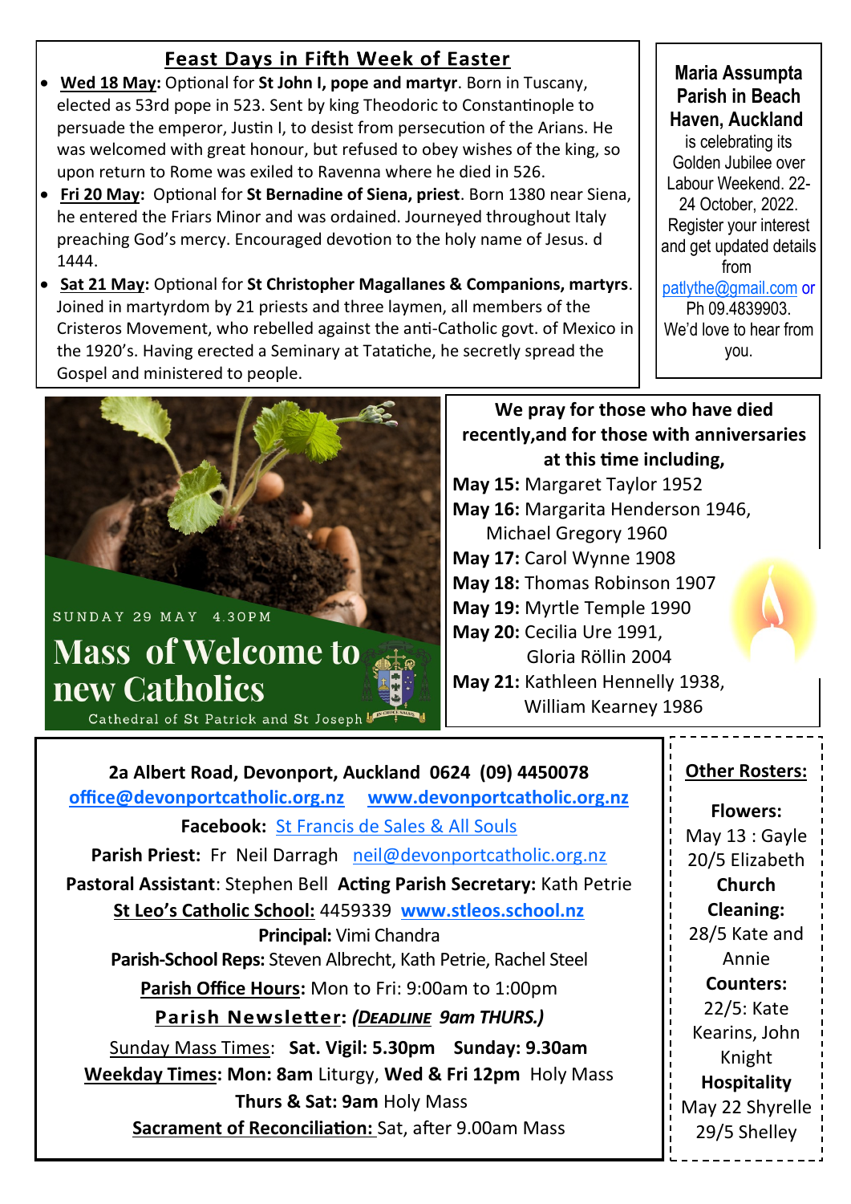## Feast Days in Fifth Week of Easter

- **Wed 18 May:** Optional for **St John I, pope and martyr**. Born in Tuscany, elected as 53rd pope in 523. Sent by king Theodoric to Constantinople to persuade the emperor, Justin I, to desist from persecution of the Arians. He was welcomed with great honour, but refused to obey wishes of the king, so upon return to Rome was exiled to Ravenna where he died in 526.
- **Fri 20 May:** Optional for **St Bernadine of Siena, priest**. Born 1380 near Siena, he entered the Friars Minor and was ordained. Journeyed throughout Italy preaching God's mercy. Encouraged devotion to the holy name of Jesus. d 1444.
- **Sat 21 May:** Optional for **St Christopher Magallanes & Companions, martyrs**. Joined in martyrdom by 21 priests and three laymen, all members of the Cristeros Movement, who rebelled against the anti-Catholic govt. of Mexico in the 1920's. Having erected a Seminary at Tatatiche, he secretly spread the Gospel and ministered to people.

**Maria Assumpta Parish in Beach Haven, Auckland** is celebrating its Golden Jubilee over Labour Weekend. 22-24 October, 2022. Register your interest and get updated details from patlythe@gmail.com or Ph 09.4839903. We'd love to hear from you.

SUNDAY 29 MAY 4.30PM

**Mass of Welcome to new Catholics**

Cathedral of St Patrick and St Joseph

**We pray for those who have died recently,and for those with anniversaries at this time including,**

**May 15:** Margaret Taylor 1952
**May 16:** Margarita Henderson 1946, Michael Gregory 1960
**May 17:** Carol Wynne 1908
**May 18:** Thomas Robinson 1907
**May 19:** Myrtle Temple 1990
**May 20:** Cecilia Ure 1991, Gloria Röllin 2004
**May 21:** Kathleen Hennelly 1938, William Kearney 1986

**2a Albert Road, Devonport, Auckland 0624 (09) 4450078**
office@devonportcatholic.org.nz www.devonportcatholic.org.nz
**Facebook:** St Francis de Sales & All Souls
**Parish Priest:** Fr Neil Darragh neil@devonportcatholic.org.nz
**Pastoral Assistant**: Stephen Bell **Acting Parish Secretary:** Kath Petrie
**St Leo's Catholic School:** 4459339 **www.stleos.school.nz**
**Principal:** Vimi Chandra
**Parish-School Reps:** Steven Albrecht, Kath Petrie, Rachel Steel
**Parish Office Hours**: Mon to Fri: 9:00am to 1:00pm
**Parish Newsletter:** ***(DEADLINE 9am THURS.)***
Sunday Mass Times: **Sat. Vigil: 5.30pm Sunday: 9.30am**
**Weekday Times: Mon: 8am** Liturgy, **Wed & Fri 12pm** Holy Mass
**Thurs & Sat: 9am** Holy Mass
**Sacrament of Reconciliation:** Sat, after 9.00am Mass

**Other Rosters:**

**Flowers:**
May 13 : Gayle
20/5 Elizabeth

**Church Cleaning:**
28/5 Kate and Annie

**Counters:**
22/5: Kate Kearins, John Knight

**Hospitality**
May 22 Shyrelle
29/5 Shelley